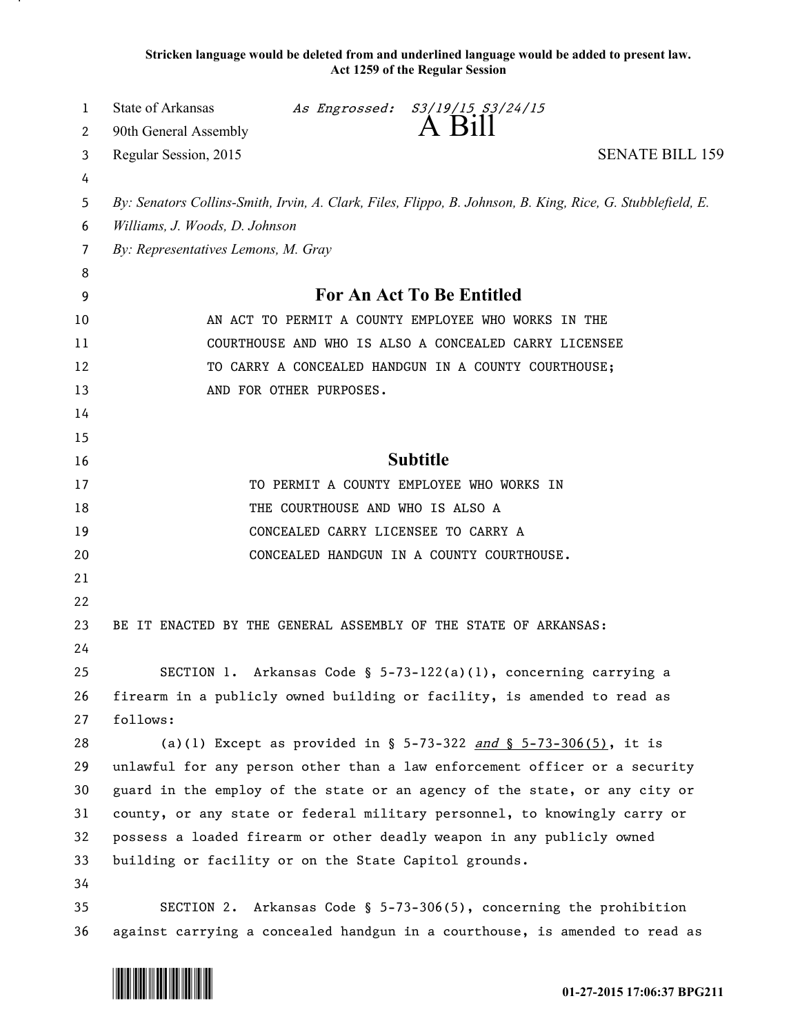**Stricken language would be deleted from and underlined language would be added to present law.**
**Act 1259 of the Regular Session**

State of Arkansas *As Engrossed: S3/19/15 S3/24/15*
90th General Assembly
# A Bill
Regular Session, 2015 SENATE BILL 159

*By: Senators Collins-Smith, Irvin, A. Clark, Files, Flippo, B. Johnson, B. King, Rice, G. Stubblefield, E. Williams, J. Woods, D. Johnson*
*By: Representatives Lemons, M. Gray*

## For An Act To Be Entitled

AN ACT TO PERMIT A COUNTY EMPLOYEE WHO WORKS IN THE COURTHOUSE AND WHO IS ALSO A CONCEALED CARRY LICENSEE TO CARRY A CONCEALED HANDGUN IN A COUNTY COURTHOUSE; AND FOR OTHER PURPOSES.

## Subtitle

TO PERMIT A COUNTY EMPLOYEE WHO WORKS IN THE COURTHOUSE AND WHO IS ALSO A CONCEALED CARRY LICENSEE TO CARRY A CONCEALED HANDGUN IN A COUNTY COURTHOUSE.

BE IT ENACTED BY THE GENERAL ASSEMBLY OF THE STATE OF ARKANSAS:

SECTION 1. Arkansas Code § 5-73-122(a)(1), concerning carrying a firearm in a publicly owned building or facility, is amended to read as follows:

(a)(1) Except as provided in § 5-73-322 <u>*and* § 5-73-306(5)</u>, it is unlawful for any person other than a law enforcement officer or a security guard in the employ of the state or an agency of the state, or any city or county, or any state or federal military personnel, to knowingly carry or possess a loaded firearm or other deadly weapon in any publicly owned building or facility or on the State Capitol grounds.

SECTION 2. Arkansas Code § 5-73-306(5), concerning the prohibition against carrying a concealed handgun in a courthouse, is amended to read as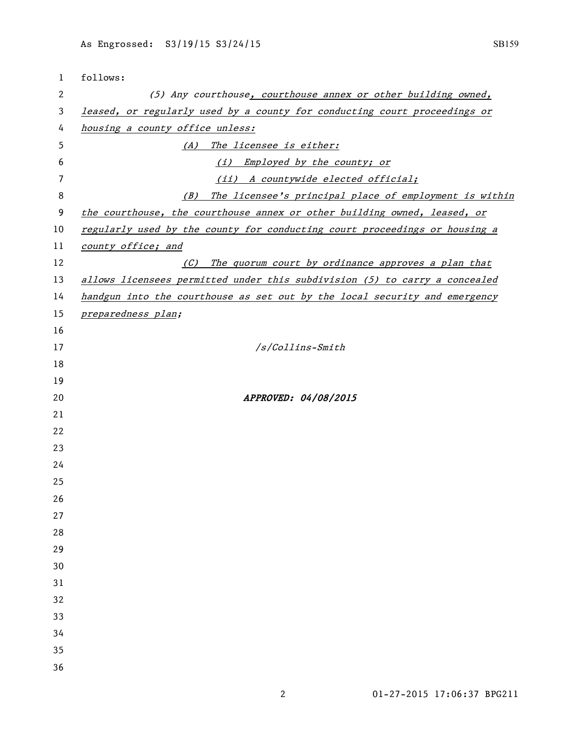follows:

*(5) Any courthouse, courthouse annex or other building owned, leased, or regularly used by a county for conducting court proceedings or housing a county office unless:*

*(A) The licensee is either:*

*(i) Employed by the county; or*

*(ii) A countywide elected official;*

*(B) The licensee's principal place of employment is within the courthouse, the courthouse annex or other building owned, leased, or regularly used by the county for conducting court proceedings or housing a county office; and*

*(C) The quorum court by ordinance approves a plan that allows licensees permitted under this subdivision (5) to carry a concealed handgun into the courthouse as set out by the local security and emergency preparedness plan;*

/s/Collins-Smith

***APPROVED: 04/08/2015***